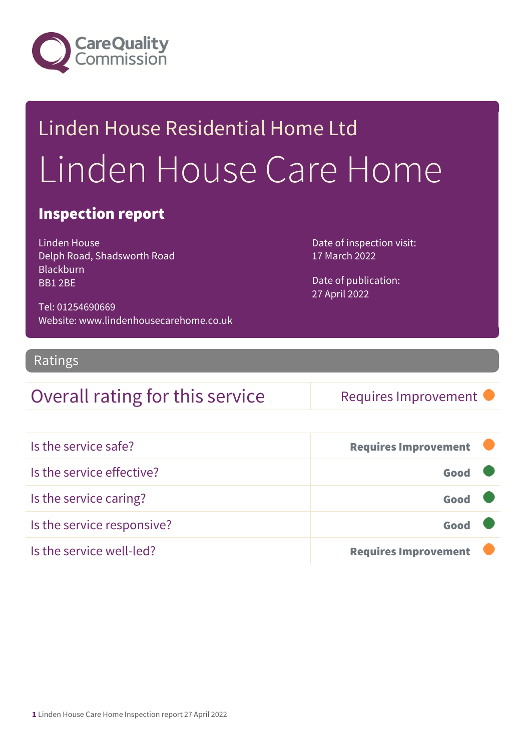Care Quality Commission

# Linden House Residential Home Ltd

# Linden House Care Home

## Inspection report

Linden House
Delph Road, Shadsworth Road
Blackburn
BB1 2BE

Tel: 01254690669
Website: www.lindenhousecarehome.co.uk

Date of inspection visit:
17 March 2022

Date of publication:
27 April 2022

## Ratings

| Overall rating for this service | Requires Improvement |
|---|---|

| | |
|---|---|
| Is the service safe? | **Requires Improvement** |
| Is the service effective? | **Good** |
| Is the service caring? | **Good** |
| Is the service responsive? | **Good** |
| Is the service well-led? | **Requires Improvement** |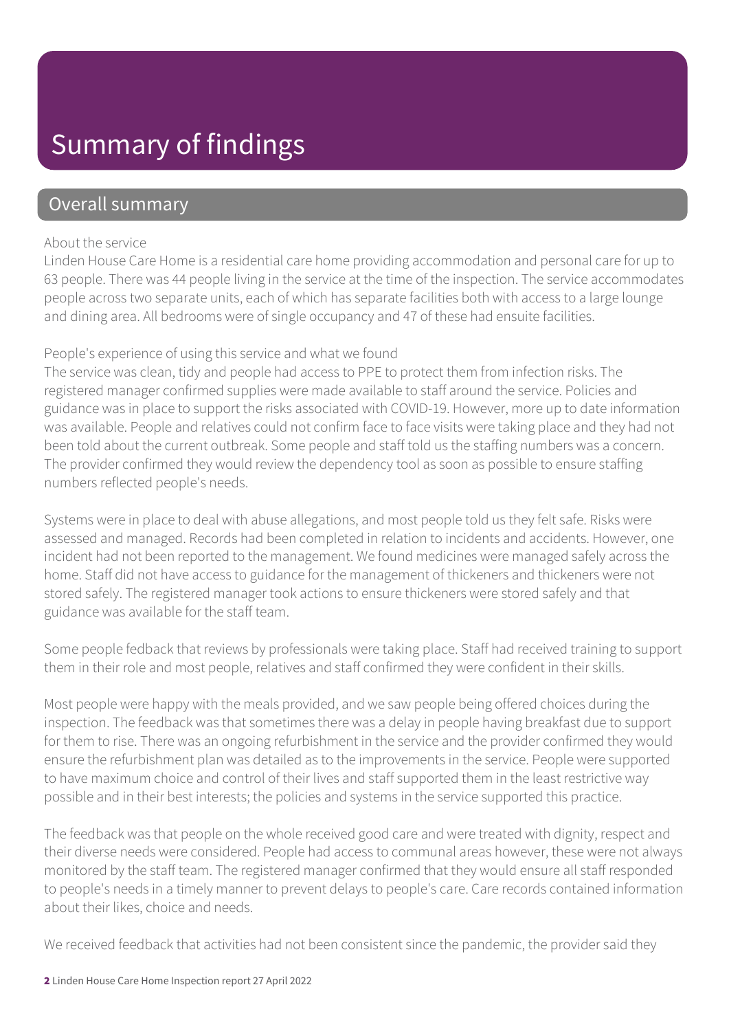# Summary of findings

## Overall summary

About the service

Linden House Care Home is a residential care home providing accommodation and personal care for up to 63 people. There was 44 people living in the service at the time of the inspection. The service accommodates people across two separate units, each of which has separate facilities both with access to a large lounge and dining area. All bedrooms were of single occupancy and 47 of these had ensuite facilities.

People's experience of using this service and what we found

The service was clean, tidy and people had access to PPE to protect them from infection risks. The registered manager confirmed supplies were made available to staff around the service. Policies and guidance was in place to support the risks associated with COVID-19. However, more up to date information was available. People and relatives could not confirm face to face visits were taking place and they had not been told about the current outbreak. Some people and staff told us the staffing numbers was a concern. The provider confirmed they would review the dependency tool as soon as possible to ensure staffing numbers reflected people's needs.

Systems were in place to deal with abuse allegations, and most people told us they felt safe. Risks were assessed and managed. Records had been completed in relation to incidents and accidents. However, one incident had not been reported to the management. We found medicines were managed safely across the home. Staff did not have access to guidance for the management of thickeners and thickeners were not stored safely. The registered manager took actions to ensure thickeners were stored safely and that guidance was available for the staff team.

Some people fedback that reviews by professionals were taking place. Staff had received training to support them in their role and most people, relatives and staff confirmed they were confident in their skills.

Most people were happy with the meals provided, and we saw people being offered choices during the inspection. The feedback was that sometimes there was a delay in people having breakfast due to support for them to rise. There was an ongoing refurbishment in the service and the provider confirmed they would ensure the refurbishment plan was detailed as to the improvements in the service. People were supported to have maximum choice and control of their lives and staff supported them in the least restrictive way possible and in their best interests; the policies and systems in the service supported this practice.

The feedback was that people on the whole received good care and were treated with dignity, respect and their diverse needs were considered. People had access to communal areas however, these were not always monitored by the staff team. The registered manager confirmed that they would ensure all staff responded to people's needs in a timely manner to prevent delays to people's care. Care records contained information about their likes, choice and needs.

We received feedback that activities had not been consistent since the pandemic, the provider said they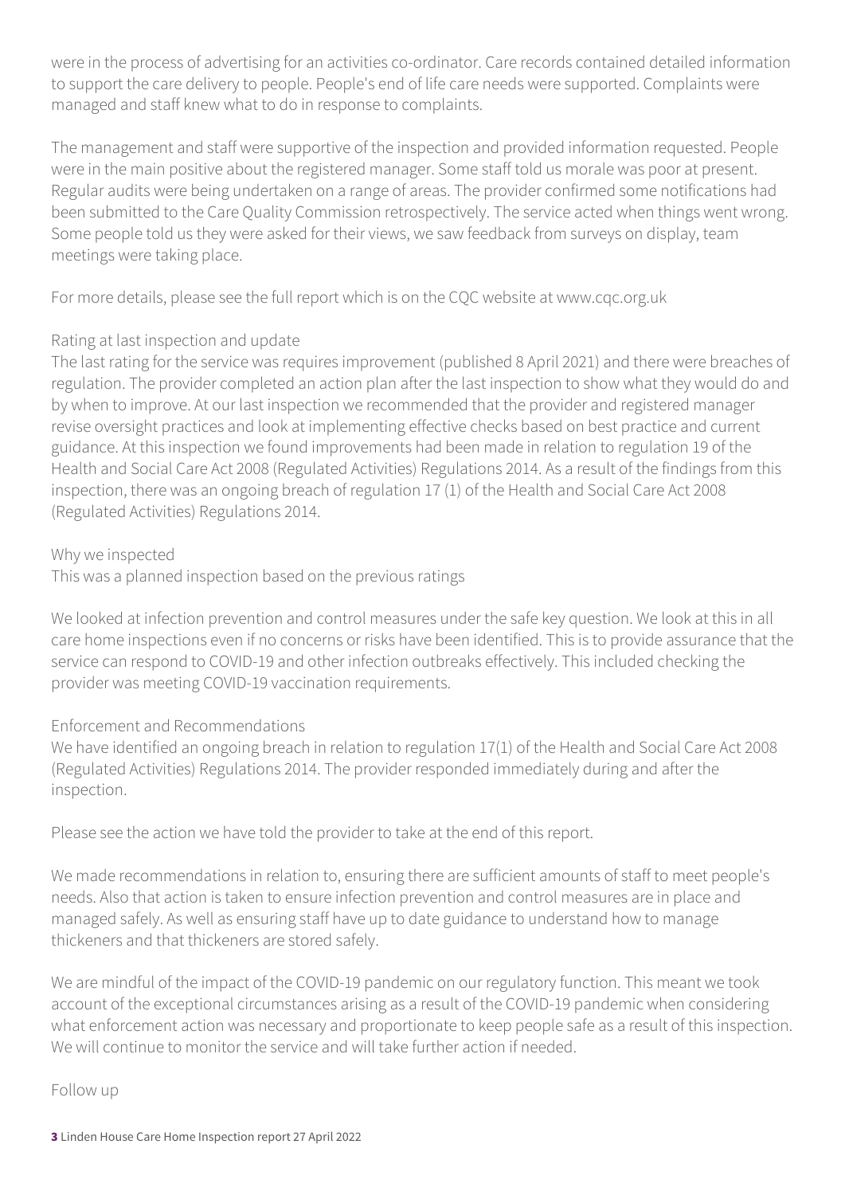were in the process of advertising for an activities co-ordinator. Care records contained detailed information to support the care delivery to people. People's end of life care needs were supported. Complaints were managed and staff knew what to do in response to complaints.

The management and staff were supportive of the inspection and provided information requested. People were in the main positive about the registered manager. Some staff told us morale was poor at present. Regular audits were being undertaken on a range of areas. The provider confirmed some notifications had been submitted to the Care Quality Commission retrospectively. The service acted when things went wrong. Some people told us they were asked for their views, we saw feedback from surveys on display, team meetings were taking place.

For more details, please see the full report which is on the CQC website at www.cqc.org.uk

### Rating at last inspection and update

The last rating for the service was requires improvement (published 8 April 2021) and there were breaches of regulation. The provider completed an action plan after the last inspection to show what they would do and by when to improve. At our last inspection we recommended that the provider and registered manager revise oversight practices and look at implementing effective checks based on best practice and current guidance. At this inspection we found improvements had been made in relation to regulation 19 of the Health and Social Care Act 2008 (Regulated Activities) Regulations 2014. As a result of the findings from this inspection, there was an ongoing breach of regulation 17 (1) of the Health and Social Care Act 2008 (Regulated Activities) Regulations 2014.

### Why we inspected

This was a planned inspection based on the previous ratings

We looked at infection prevention and control measures under the safe key question. We look at this in all care home inspections even if no concerns or risks have been identified. This is to provide assurance that the service can respond to COVID-19 and other infection outbreaks effectively. This included checking the provider was meeting COVID-19 vaccination requirements.

### Enforcement and Recommendations

We have identified an ongoing breach in relation to regulation 17(1) of the Health and Social Care Act 2008 (Regulated Activities) Regulations 2014. The provider responded immediately during and after the inspection.

Please see the action we have told the provider to take at the end of this report.

We made recommendations in relation to, ensuring there are sufficient amounts of staff to meet people's needs. Also that action is taken to ensure infection prevention and control measures are in place and managed safely. As well as ensuring staff have up to date guidance to understand how to manage thickeners and that thickeners are stored safely.

We are mindful of the impact of the COVID-19 pandemic on our regulatory function. This meant we took account of the exceptional circumstances arising as a result of the COVID-19 pandemic when considering what enforcement action was necessary and proportionate to keep people safe as a result of this inspection. We will continue to monitor the service and will take further action if needed.

### Follow up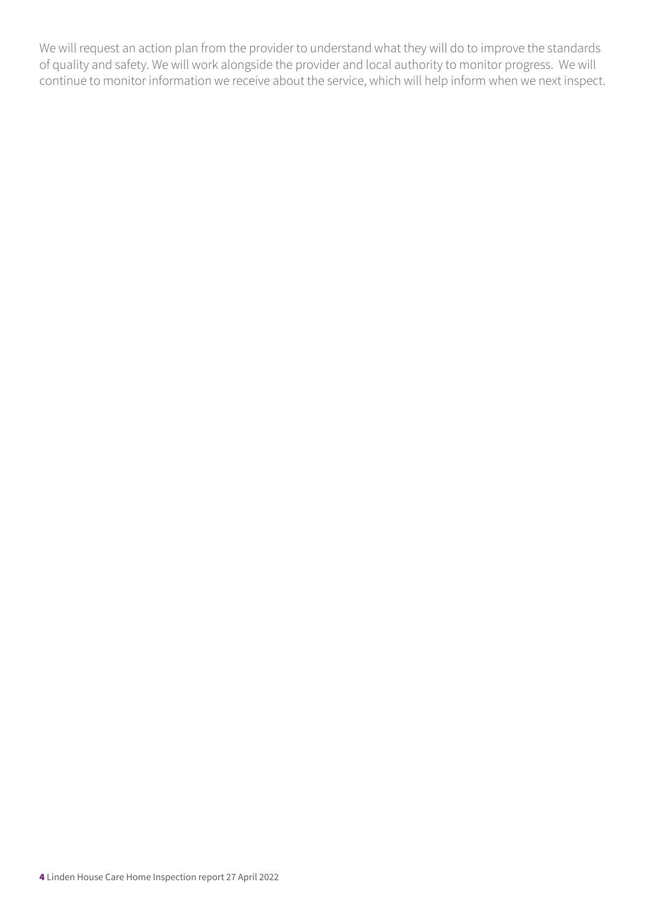We will request an action plan from the provider to understand what they will do to improve the standards of quality and safety. We will work alongside the provider and local authority to monitor progress. We will continue to monitor information we receive about the service, which will help inform when we next inspect.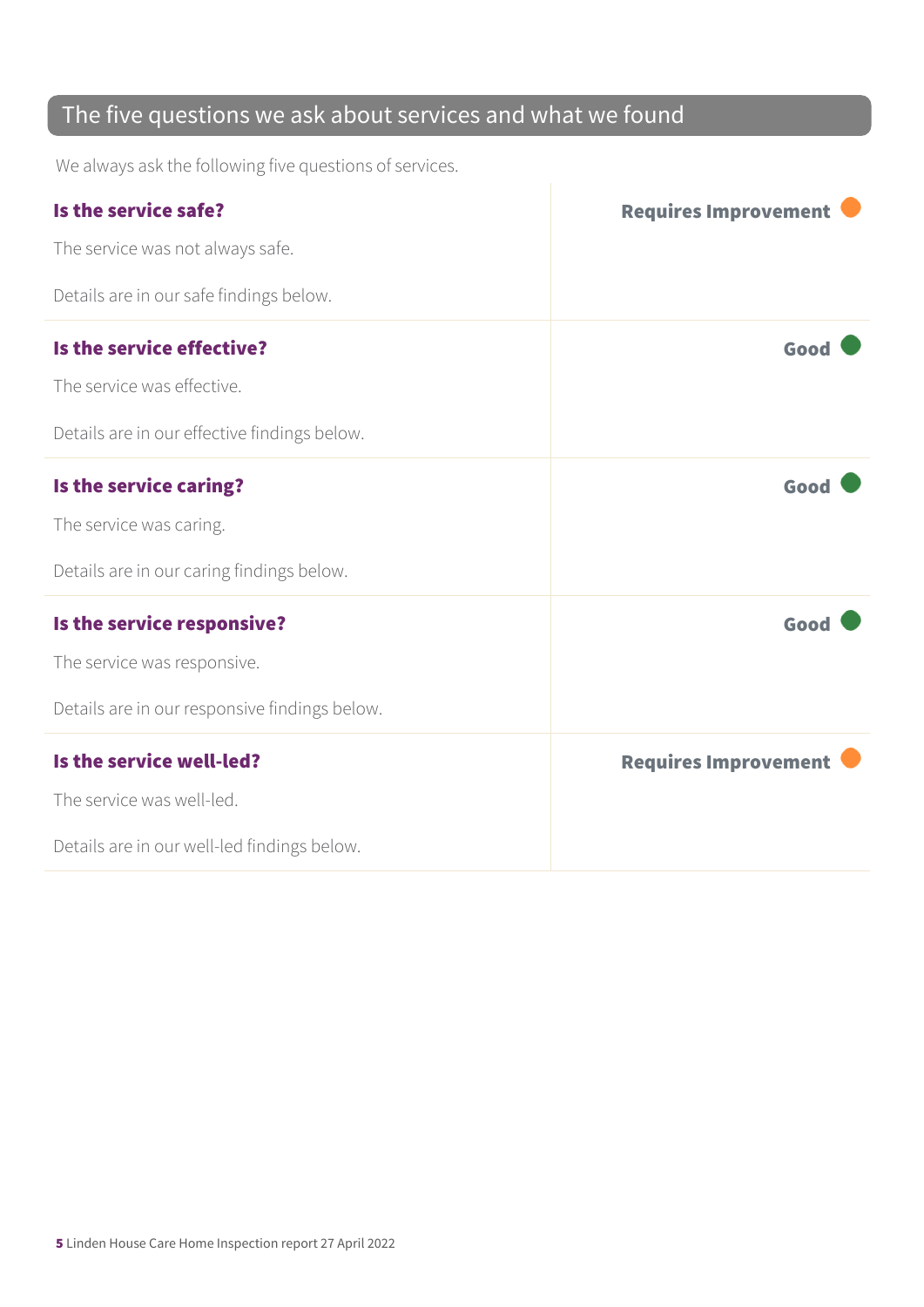## The five questions we ask about services and what we found

We always ask the following five questions of services.

| | |
|---|---|
| **Is the service safe?**<br><br>The service was not always safe.<br><br>Details are in our safe findings below. | **Requires Improvement** |
| **Is the service effective?**<br><br>The service was effective.<br><br>Details are in our effective findings below. | **Good** |
| **Is the service caring?**<br><br>The service was caring.<br><br>Details are in our caring findings below. | **Good** |
| **Is the service responsive?**<br><br>The service was responsive.<br><br>Details are in our responsive findings below. | **Good** |
| **Is the service well-led?**<br><br>The service was well-led.<br><br>Details are in our well-led findings below. | **Requires Improvement** |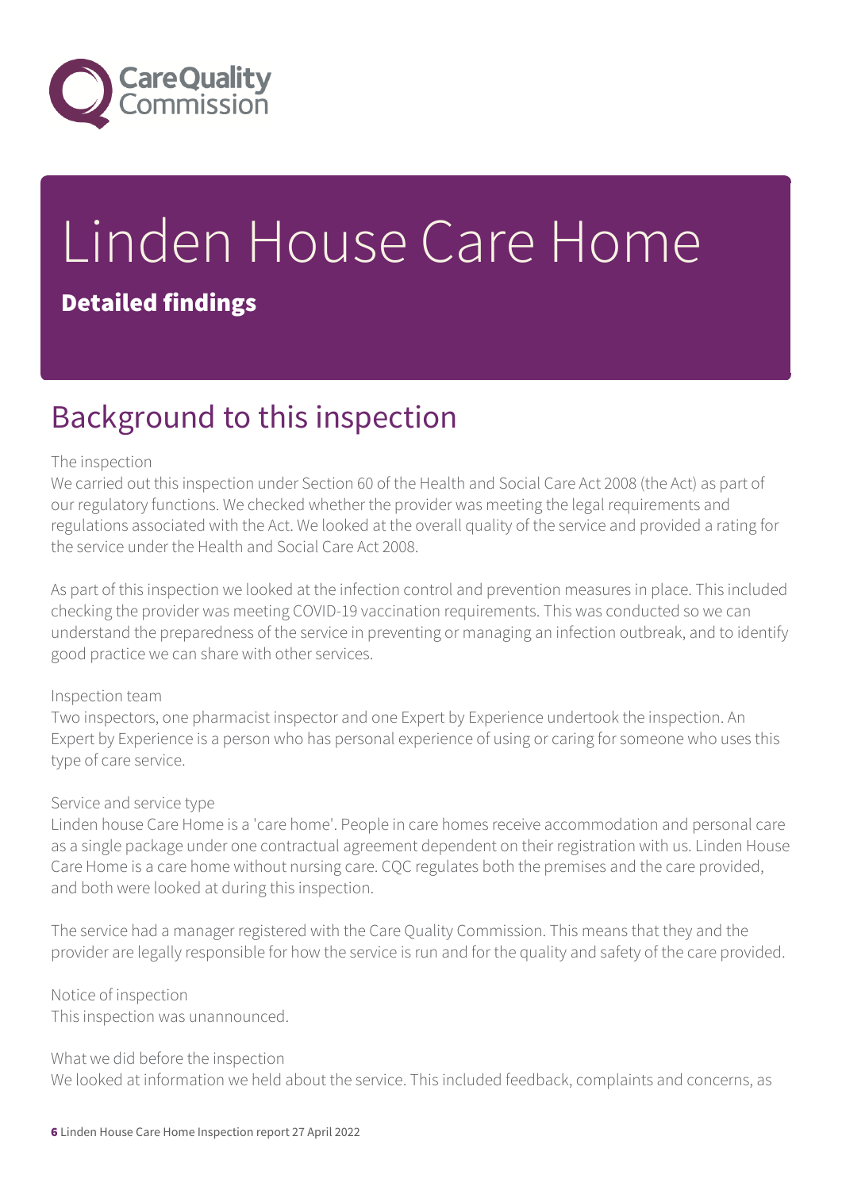# Linden House Care Home

## Detailed findings

## Background to this inspection

The inspection
We carried out this inspection under Section 60 of the Health and Social Care Act 2008 (the Act) as part of our regulatory functions. We checked whether the provider was meeting the legal requirements and regulations associated with the Act. We looked at the overall quality of the service and provided a rating for the service under the Health and Social Care Act 2008.

As part of this inspection we looked at the infection control and prevention measures in place. This included checking the provider was meeting COVID-19 vaccination requirements. This was conducted so we can understand the preparedness of the service in preventing or managing an infection outbreak, and to identify good practice we can share with other services.

Inspection team
Two inspectors, one pharmacist inspector and one Expert by Experience undertook the inspection. An Expert by Experience is a person who has personal experience of using or caring for someone who uses this type of care service.

Service and service type
Linden house Care Home is a 'care home'. People in care homes receive accommodation and personal care as a single package under one contractual agreement dependent on their registration with us. Linden House Care Home is a care home without nursing care. CQC regulates both the premises and the care provided, and both were looked at during this inspection.

The service had a manager registered with the Care Quality Commission. This means that they and the provider are legally responsible for how the service is run and for the quality and safety of the care provided.

Notice of inspection
This inspection was unannounced.

What we did before the inspection
We looked at information we held about the service. This included feedback, complaints and concerns, as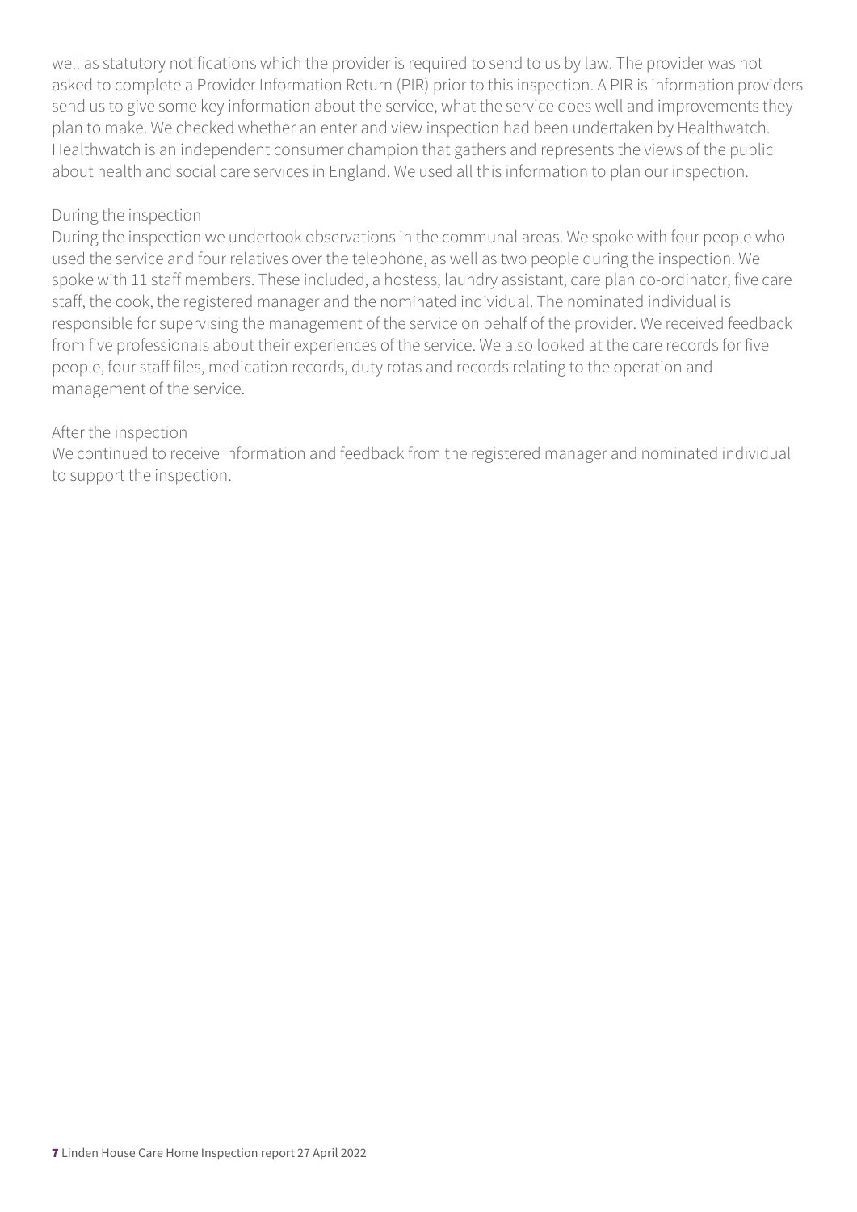well as statutory notifications which the provider is required to send to us by law. The provider was not asked to complete a Provider Information Return (PIR) prior to this inspection. A PIR is information providers send us to give some key information about the service, what the service does well and improvements they plan to make. We checked whether an enter and view inspection had been undertaken by Healthwatch. Healthwatch is an independent consumer champion that gathers and represents the views of the public about health and social care services in England. We used all this information to plan our inspection.

During the inspection

During the inspection we undertook observations in the communal areas. We spoke with four people who used the service and four relatives over the telephone, as well as two people during the inspection. We spoke with 11 staff members. These included, a hostess, laundry assistant, care plan co-ordinator, five care staff, the cook, the registered manager and the nominated individual. The nominated individual is responsible for supervising the management of the service on behalf of the provider. We received feedback from five professionals about their experiences of the service. We also looked at the care records for five people, four staff files, medication records, duty rotas and records relating to the operation and management of the service.

After the inspection

We continued to receive information and feedback from the registered manager and nominated individual to support the inspection.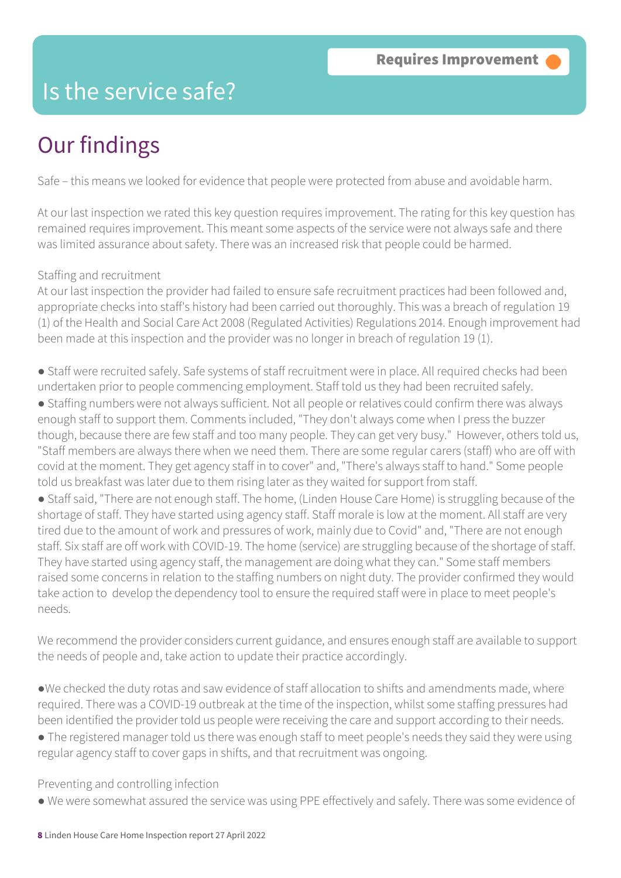Requires Improvement

# Is the service safe?

## Our findings

Safe – this means we looked for evidence that people were protected from abuse and avoidable harm.

At our last inspection we rated this key question requires improvement. The rating for this key question has remained requires improvement. This meant some aspects of the service were not always safe and there was limited assurance about safety. There was an increased risk that people could be harmed.

Staffing and recruitment

At our last inspection the provider had failed to ensure safe recruitment practices had been followed and, appropriate checks into staff's history had been carried out thoroughly. This was a breach of regulation 19 (1) of the Health and Social Care Act 2008 (Regulated Activities) Regulations 2014. Enough improvement had been made at this inspection and the provider was no longer in breach of regulation 19 (1).

- Staff were recruited safely. Safe systems of staff recruitment were in place. All required checks had been undertaken prior to people commencing employment. Staff told us they had been recruited safely.
- Staffing numbers were not always sufficient. Not all people or relatives could confirm there was always enough staff to support them. Comments included, "They don't always come when I press the buzzer though, because there are few staff and too many people. They can get very busy." However, others told us, "Staff members are always there when we need them. There are some regular carers (staff) who are off with covid at the moment. They get agency staff in to cover" and, "There's always staff to hand." Some people told us breakfast was later due to them rising later as they waited for support from staff.
- Staff said, "There are not enough staff. The home, (Linden House Care Home) is struggling because of the shortage of staff. They have started using agency staff. Staff morale is low at the moment. All staff are very tired due to the amount of work and pressures of work, mainly due to Covid" and, "There are not enough staff. Six staff are off work with COVID-19. The home (service) are struggling because of the shortage of staff. They have started using agency staff, the management are doing what they can." Some staff members raised some concerns in relation to the staffing numbers on night duty. The provider confirmed they would take action to develop the dependency tool to ensure the required staff were in place to meet people's needs.

We recommend the provider considers current guidance, and ensures enough staff are available to support the needs of people and, take action to update their practice accordingly.

- We checked the duty rotas and saw evidence of staff allocation to shifts and amendments made, where required. There was a COVID-19 outbreak at the time of the inspection, whilst some staffing pressures had been identified the provider told us people were receiving the care and support according to their needs.
- The registered manager told us there was enough staff to meet people's needs they said they were using regular agency staff to cover gaps in shifts, and that recruitment was ongoing.

Preventing and controlling infection

- We were somewhat assured the service was using PPE effectively and safely. There was some evidence of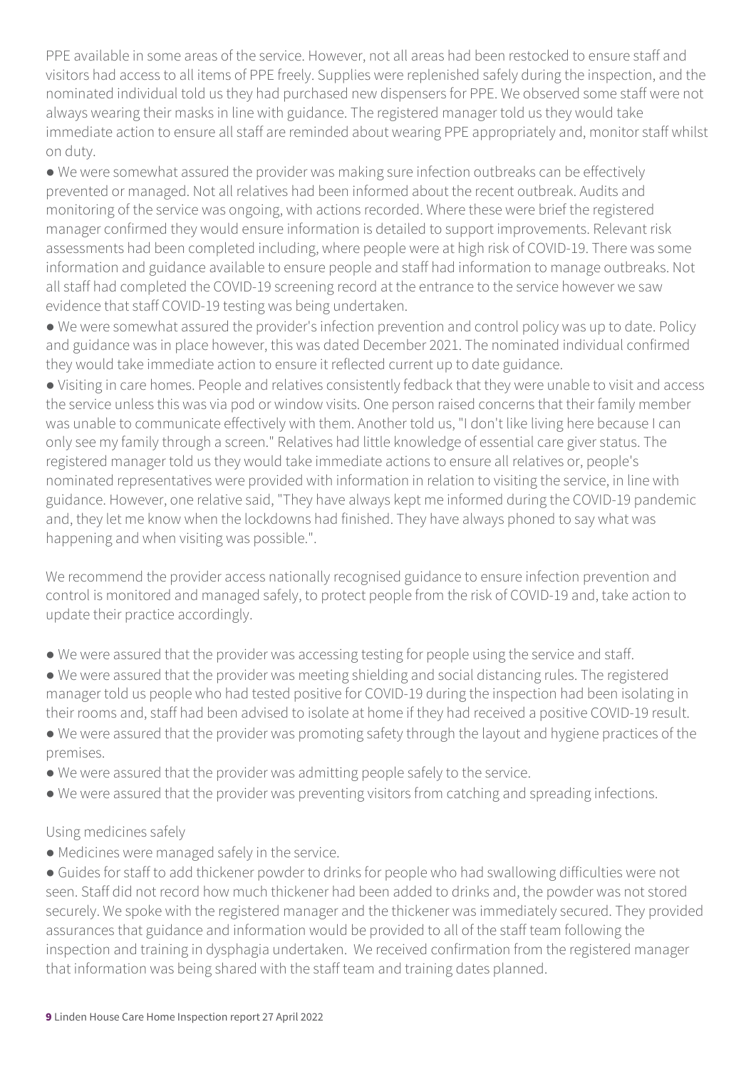PPE available in some areas of the service. However, not all areas had been restocked to ensure staff and visitors had access to all items of PPE freely. Supplies were replenished safely during the inspection, and the nominated individual told us they had purchased new dispensers for PPE. We observed some staff were not always wearing their masks in line with guidance. The registered manager told us they would take immediate action to ensure all staff are reminded about wearing PPE appropriately and, monitor staff whilst on duty.

- We were somewhat assured the provider was making sure infection outbreaks can be effectively prevented or managed. Not all relatives had been informed about the recent outbreak. Audits and monitoring of the service was ongoing, with actions recorded. Where these were brief the registered manager confirmed they would ensure information is detailed to support improvements. Relevant risk assessments had been completed including, where people were at high risk of COVID-19. There was some information and guidance available to ensure people and staff had information to manage outbreaks. Not all staff had completed the COVID-19 screening record at the entrance to the service however we saw evidence that staff COVID-19 testing was being undertaken.
- We were somewhat assured the provider's infection prevention and control policy was up to date. Policy and guidance was in place however, this was dated December 2021. The nominated individual confirmed they would take immediate action to ensure it reflected current up to date guidance.
- Visiting in care homes. People and relatives consistently fedback that they were unable to visit and access the service unless this was via pod or window visits. One person raised concerns that their family member was unable to communicate effectively with them. Another told us, "I don't like living here because I can only see my family through a screen." Relatives had little knowledge of essential care giver status. The registered manager told us they would take immediate actions to ensure all relatives or, people's nominated representatives were provided with information in relation to visiting the service, in line with guidance. However, one relative said, "They have always kept me informed during the COVID-19 pandemic and, they let me know when the lockdowns had finished. They have always phoned to say what was happening and when visiting was possible.".

We recommend the provider access nationally recognised guidance to ensure infection prevention and control is monitored and managed safely, to protect people from the risk of COVID-19 and, take action to update their practice accordingly.

- We were assured that the provider was accessing testing for people using the service and staff.
- We were assured that the provider was meeting shielding and social distancing rules. The registered manager told us people who had tested positive for COVID-19 during the inspection had been isolating in their rooms and, staff had been advised to isolate at home if they had received a positive COVID-19 result.
- We were assured that the provider was promoting safety through the layout and hygiene practices of the premises.
- We were assured that the provider was admitting people safely to the service.
- We were assured that the provider was preventing visitors from catching and spreading infections.

Using medicines safely

- Medicines were managed safely in the service.
- Guides for staff to add thickener powder to drinks for people who had swallowing difficulties were not seen. Staff did not record how much thickener had been added to drinks and, the powder was not stored securely. We spoke with the registered manager and the thickener was immediately secured. They provided assurances that guidance and information would be provided to all of the staff team following the inspection and training in dysphagia undertaken. We received confirmation from the registered manager that information was being shared with the staff team and training dates planned.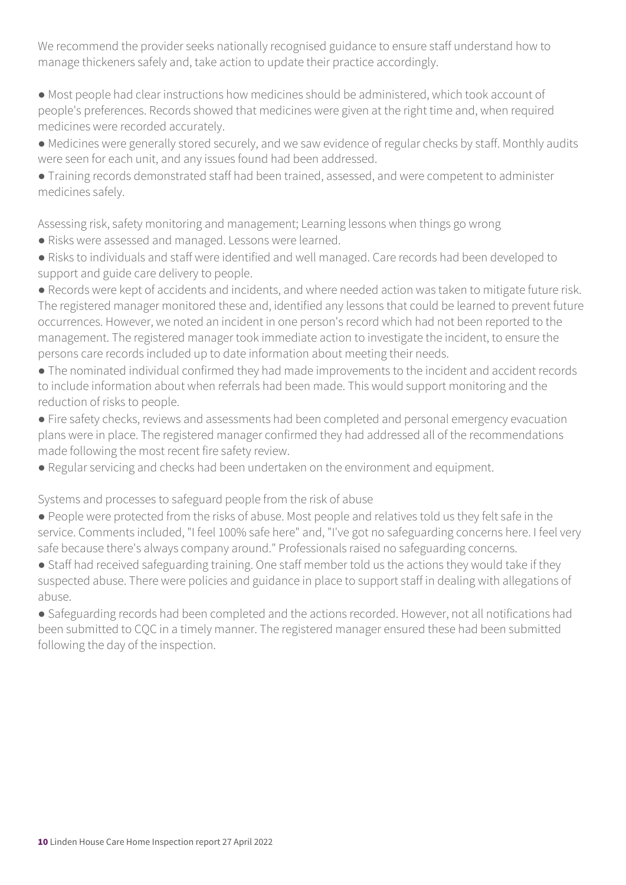We recommend the provider seeks nationally recognised guidance to ensure staff understand how to manage thickeners safely and, take action to update their practice accordingly.

- Most people had clear instructions how medicines should be administered, which took account of people's preferences. Records showed that medicines were given at the right time and, when required medicines were recorded accurately.
- Medicines were generally stored securely, and we saw evidence of regular checks by staff. Monthly audits were seen for each unit, and any issues found had been addressed.
- Training records demonstrated staff had been trained, assessed, and were competent to administer medicines safely.

Assessing risk, safety monitoring and management; Learning lessons when things go wrong

- Risks were assessed and managed. Lessons were learned.
- Risks to individuals and staff were identified and well managed. Care records had been developed to support and guide care delivery to people.
- Records were kept of accidents and incidents, and where needed action was taken to mitigate future risk. The registered manager monitored these and, identified any lessons that could be learned to prevent future occurrences. However, we noted an incident in one person's record which had not been reported to the management. The registered manager took immediate action to investigate the incident, to ensure the persons care records included up to date information about meeting their needs.
- The nominated individual confirmed they had made improvements to the incident and accident records to include information about when referrals had been made. This would support monitoring and the reduction of risks to people.
- Fire safety checks, reviews and assessments had been completed and personal emergency evacuation plans were in place. The registered manager confirmed they had addressed all of the recommendations made following the most recent fire safety review.
- Regular servicing and checks had been undertaken on the environment and equipment.

Systems and processes to safeguard people from the risk of abuse

- People were protected from the risks of abuse. Most people and relatives told us they felt safe in the service. Comments included, "I feel 100% safe here" and, "I've got no safeguarding concerns here. I feel very safe because there's always company around." Professionals raised no safeguarding concerns.
- Staff had received safeguarding training. One staff member told us the actions they would take if they suspected abuse. There were policies and guidance in place to support staff in dealing with allegations of abuse.
- Safeguarding records had been completed and the actions recorded. However, not all notifications had been submitted to CQC in a timely manner. The registered manager ensured these had been submitted following the day of the inspection.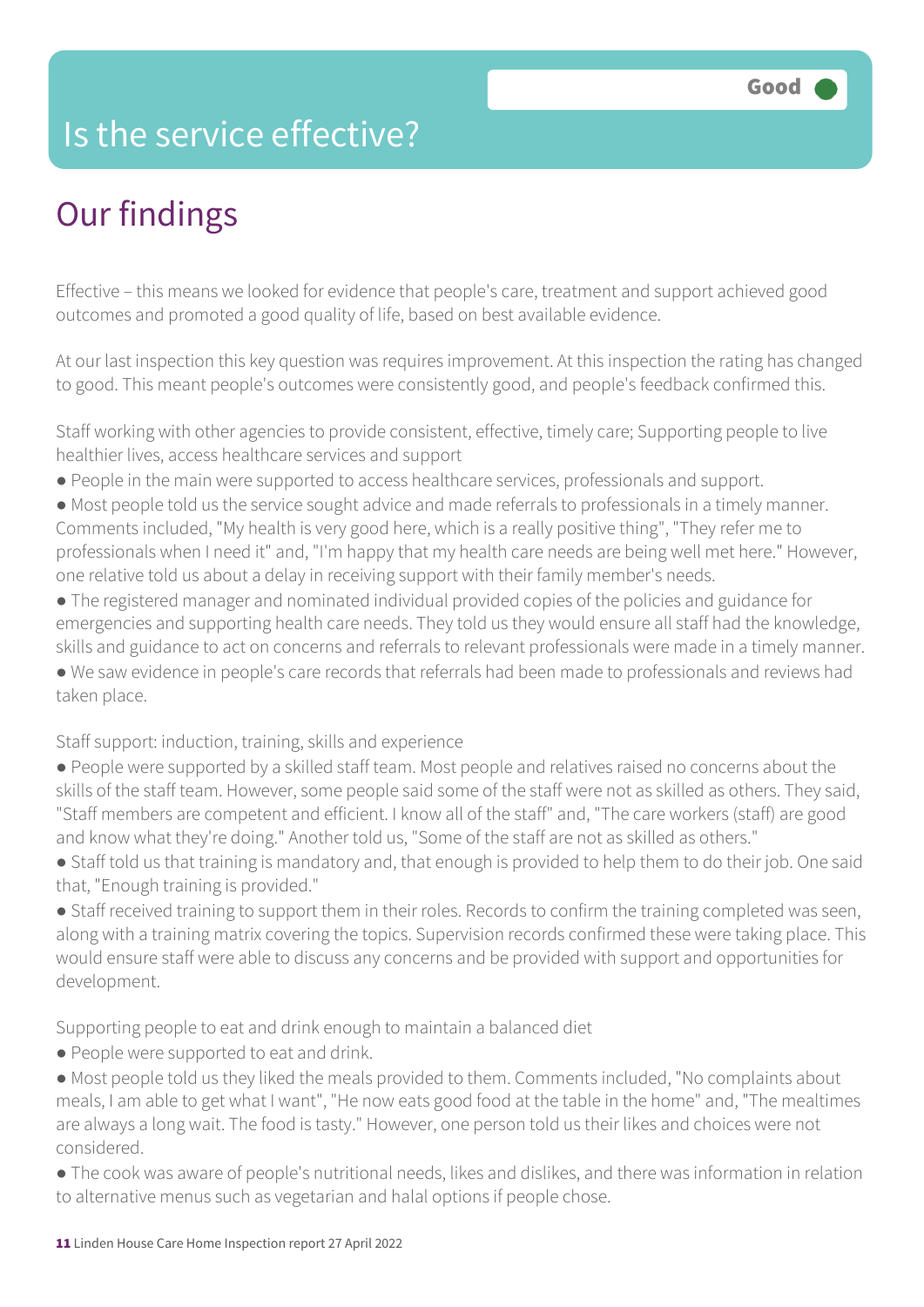Good

# Is the service effective?

## Our findings

Effective – this means we looked for evidence that people's care, treatment and support achieved good outcomes and promoted a good quality of life, based on best available evidence.

At our last inspection this key question was requires improvement. At this inspection the rating has changed to good. This meant people's outcomes were consistently good, and people's feedback confirmed this.

Staff working with other agencies to provide consistent, effective, timely care; Supporting people to live healthier lives, access healthcare services and support

- People in the main were supported to access healthcare services, professionals and support.
- Most people told us the service sought advice and made referrals to professionals in a timely manner. Comments included, "My health is very good here, which is a really positive thing", "They refer me to professionals when I need it" and, "I'm happy that my health care needs are being well met here." However, one relative told us about a delay in receiving support with their family member's needs.
- The registered manager and nominated individual provided copies of the policies and guidance for emergencies and supporting health care needs. They told us they would ensure all staff had the knowledge, skills and guidance to act on concerns and referrals to relevant professionals were made in a timely manner.
- We saw evidence in people's care records that referrals had been made to professionals and reviews had taken place.

Staff support: induction, training, skills and experience

- People were supported by a skilled staff team. Most people and relatives raised no concerns about the skills of the staff team. However, some people said some of the staff were not as skilled as others. They said, "Staff members are competent and efficient. I know all of the staff" and, "The care workers (staff) are good and know what they're doing." Another told us, "Some of the staff are not as skilled as others."
- Staff told us that training is mandatory and, that enough is provided to help them to do their job. One said that, "Enough training is provided."
- Staff received training to support them in their roles. Records to confirm the training completed was seen, along with a training matrix covering the topics. Supervision records confirmed these were taking place. This would ensure staff were able to discuss any concerns and be provided with support and opportunities for development.

Supporting people to eat and drink enough to maintain a balanced diet

- People were supported to eat and drink.
- Most people told us they liked the meals provided to them. Comments included, "No complaints about meals, I am able to get what I want", "He now eats good food at the table in the home" and, "The mealtimes are always a long wait. The food is tasty." However, one person told us their likes and choices were not considered.
- The cook was aware of people's nutritional needs, likes and dislikes, and there was information in relation to alternative menus such as vegetarian and halal options if people chose.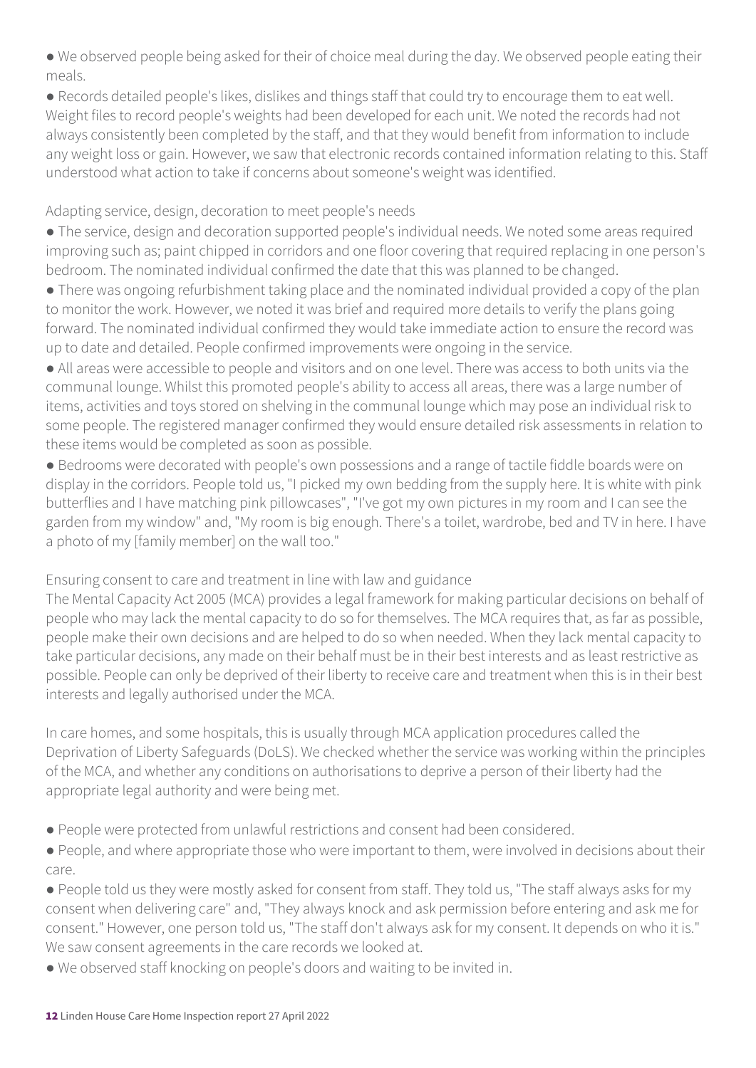- We observed people being asked for their of choice meal during the day. We observed people eating their meals.
- Records detailed people's likes, dislikes and things staff that could try to encourage them to eat well. Weight files to record people's weights had been developed for each unit. We noted the records had not always consistently been completed by the staff, and that they would benefit from information to include any weight loss or gain. However, we saw that electronic records contained information relating to this. Staff understood what action to take if concerns about someone's weight was identified.

Adapting service, design, decoration to meet people's needs

- The service, design and decoration supported people's individual needs. We noted some areas required improving such as; paint chipped in corridors and one floor covering that required replacing in one person's bedroom. The nominated individual confirmed the date that this was planned to be changed.
- There was ongoing refurbishment taking place and the nominated individual provided a copy of the plan to monitor the work. However, we noted it was brief and required more details to verify the plans going forward. The nominated individual confirmed they would take immediate action to ensure the record was up to date and detailed. People confirmed improvements were ongoing in the service.
- All areas were accessible to people and visitors and on one level. There was access to both units via the communal lounge. Whilst this promoted people's ability to access all areas, there was a large number of items, activities and toys stored on shelving in the communal lounge which may pose an individual risk to some people. The registered manager confirmed they would ensure detailed risk assessments in relation to these items would be completed as soon as possible.
- Bedrooms were decorated with people's own possessions and a range of tactile fiddle boards were on display in the corridors. People told us, "I picked my own bedding from the supply here. It is white with pink butterflies and I have matching pink pillowcases", "I've got my own pictures in my room and I can see the garden from my window" and, "My room is big enough. There's a toilet, wardrobe, bed and TV in here. I have a photo of my [family member] on the wall too."

Ensuring consent to care and treatment in line with law and guidance

The Mental Capacity Act 2005 (MCA) provides a legal framework for making particular decisions on behalf of people who may lack the mental capacity to do so for themselves. The MCA requires that, as far as possible, people make their own decisions and are helped to do so when needed. When they lack mental capacity to take particular decisions, any made on their behalf must be in their best interests and as least restrictive as possible. People can only be deprived of their liberty to receive care and treatment when this is in their best interests and legally authorised under the MCA.

In care homes, and some hospitals, this is usually through MCA application procedures called the Deprivation of Liberty Safeguards (DoLS). We checked whether the service was working within the principles of the MCA, and whether any conditions on authorisations to deprive a person of their liberty had the appropriate legal authority and were being met.

- People were protected from unlawful restrictions and consent had been considered.
- People, and where appropriate those who were important to them, were involved in decisions about their care.
- People told us they were mostly asked for consent from staff. They told us, "The staff always asks for my consent when delivering care" and, "They always knock and ask permission before entering and ask me for consent." However, one person told us, "The staff don't always ask for my consent. It depends on who it is." We saw consent agreements in the care records we looked at.
- We observed staff knocking on people's doors and waiting to be invited in.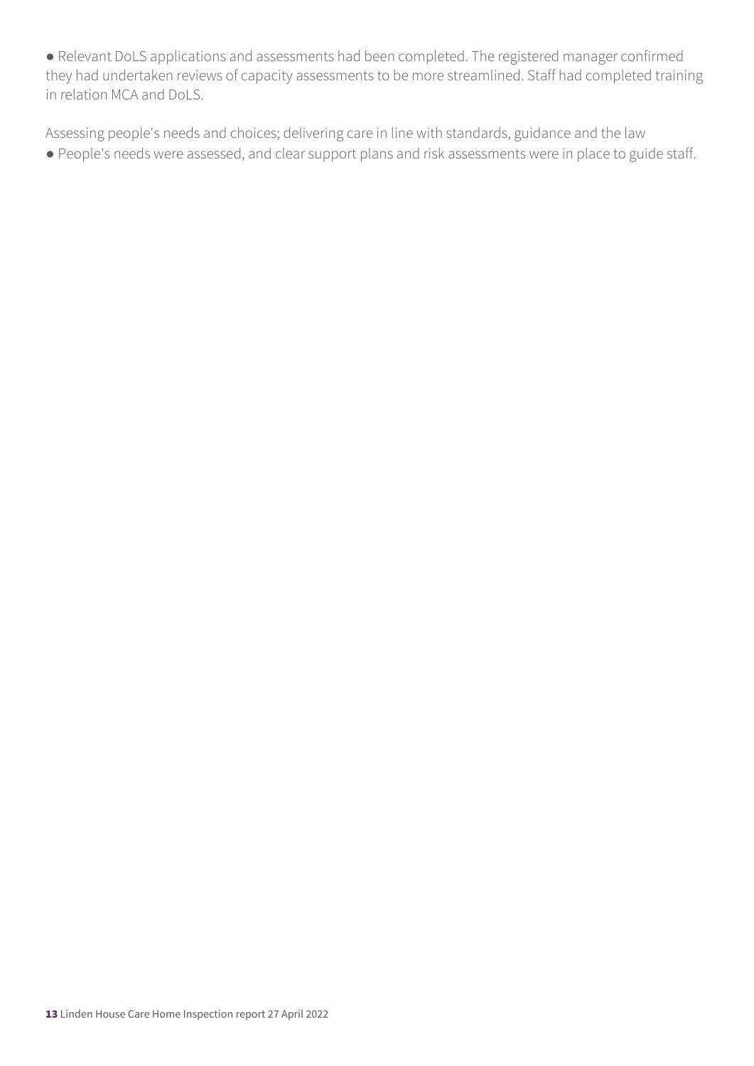- Relevant DoLS applications and assessments had been completed. The registered manager confirmed they had undertaken reviews of capacity assessments to be more streamlined. Staff had completed training in relation MCA and DoLS.

Assessing people's needs and choices; delivering care in line with standards, guidance and the law

- People's needs were assessed, and clear support plans and risk assessments were in place to guide staff.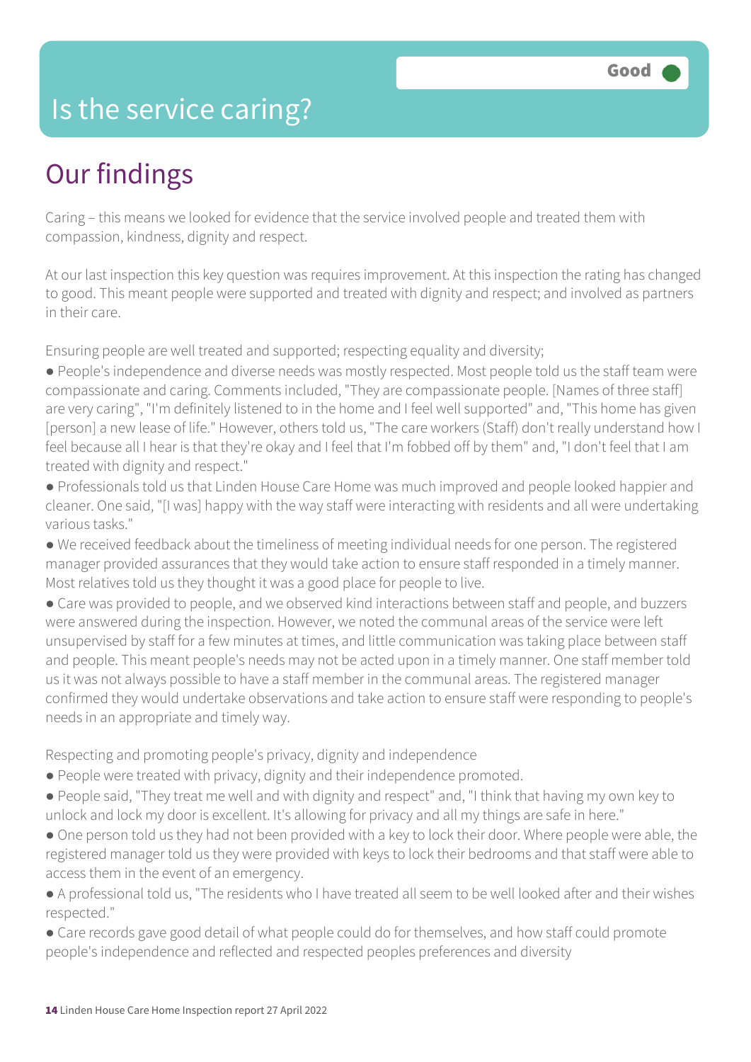# Is the service caring?

Good

## Our findings

Caring – this means we looked for evidence that the service involved people and treated them with compassion, kindness, dignity and respect.

At our last inspection this key question was requires improvement. At this inspection the rating has changed to good. This meant people were supported and treated with dignity and respect; and involved as partners in their care.

Ensuring people are well treated and supported; respecting equality and diversity;

- People's independence and diverse needs was mostly respected. Most people told us the staff team were compassionate and caring. Comments included, "They are compassionate people. [Names of three staff] are very caring", "I'm definitely listened to in the home and I feel well supported" and, "This home has given [person] a new lease of life." However, others told us, "The care workers (Staff) don't really understand how I feel because all I hear is that they're okay and I feel that I'm fobbed off by them" and, "I don't feel that I am treated with dignity and respect."
- Professionals told us that Linden House Care Home was much improved and people looked happier and cleaner. One said, "[I was] happy with the way staff were interacting with residents and all were undertaking various tasks."
- We received feedback about the timeliness of meeting individual needs for one person. The registered manager provided assurances that they would take action to ensure staff responded in a timely manner. Most relatives told us they thought it was a good place for people to live.
- Care was provided to people, and we observed kind interactions between staff and people, and buzzers were answered during the inspection. However, we noted the communal areas of the service were left unsupervised by staff for a few minutes at times, and little communication was taking place between staff and people. This meant people's needs may not be acted upon in a timely manner. One staff member told us it was not always possible to have a staff member in the communal areas. The registered manager confirmed they would undertake observations and take action to ensure staff were responding to people's needs in an appropriate and timely way.

Respecting and promoting people's privacy, dignity and independence

- People were treated with privacy, dignity and their independence promoted.
- People said, "They treat me well and with dignity and respect" and, "I think that having my own key to unlock and lock my door is excellent. It's allowing for privacy and all my things are safe in here."
- One person told us they had not been provided with a key to lock their door. Where people were able, the registered manager told us they were provided with keys to lock their bedrooms and that staff were able to access them in the event of an emergency.
- A professional told us, "The residents who I have treated all seem to be well looked after and their wishes respected."
- Care records gave good detail of what people could do for themselves, and how staff could promote people's independence and reflected and respected peoples preferences and diversity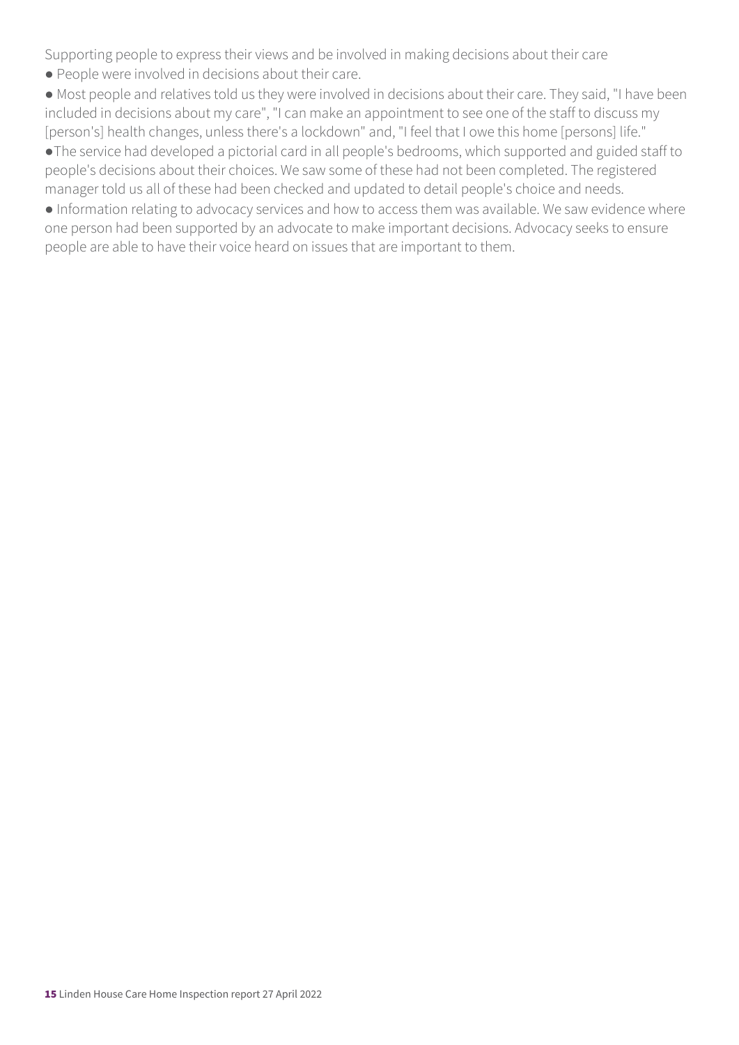Supporting people to express their views and be involved in making decisions about their care

- People were involved in decisions about their care.
- Most people and relatives told us they were involved in decisions about their care. They said, "I have been included in decisions about my care", "I can make an appointment to see one of the staff to discuss my [person's] health changes, unless there's a lockdown" and, "I feel that I owe this home [persons] life."
- The service had developed a pictorial card in all people's bedrooms, which supported and guided staff to people's decisions about their choices. We saw some of these had not been completed. The registered manager told us all of these had been checked and updated to detail people's choice and needs.
- Information relating to advocacy services and how to access them was available. We saw evidence where one person had been supported by an advocate to make important decisions. Advocacy seeks to ensure people are able to have their voice heard on issues that are important to them.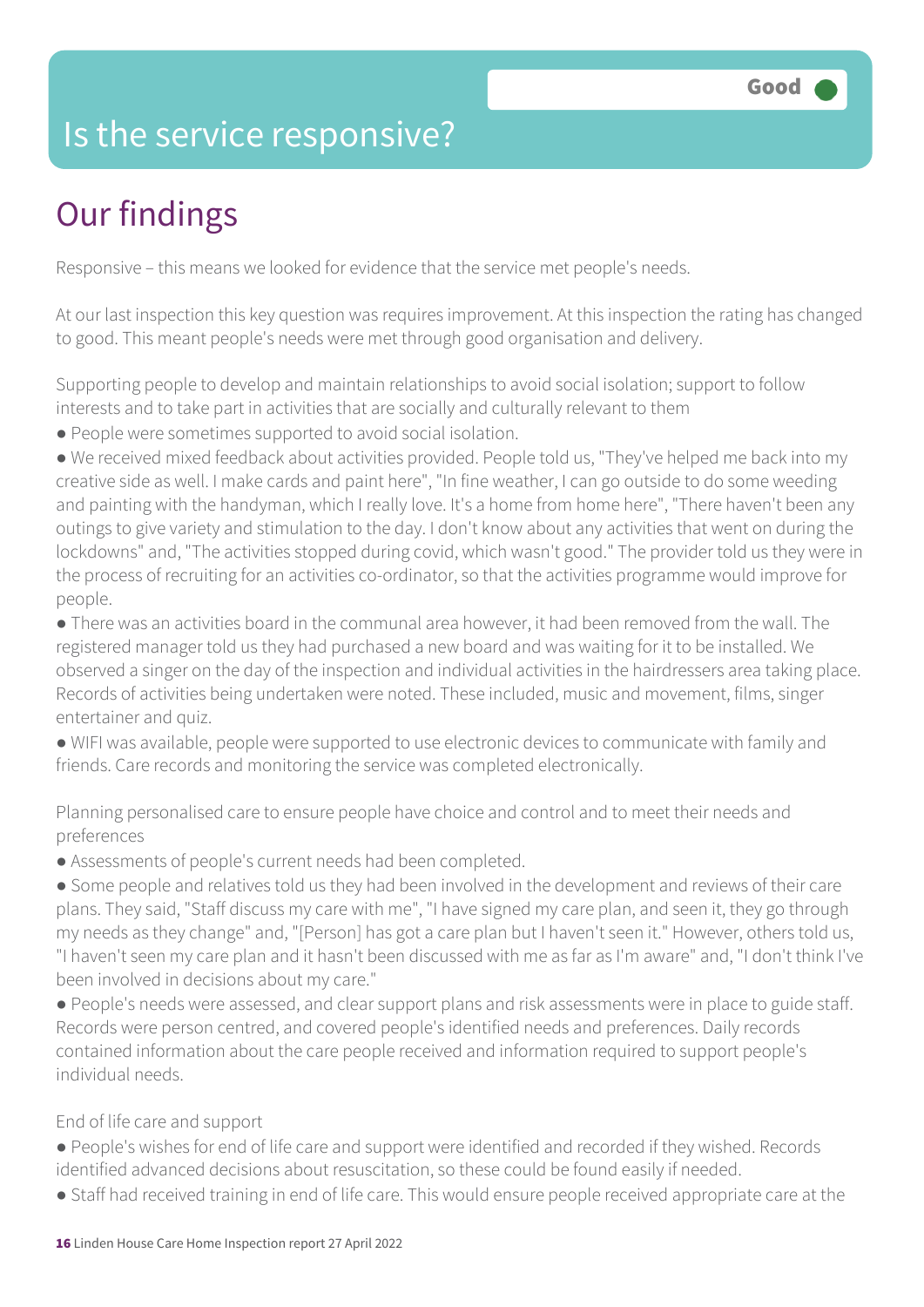# Is the service responsive?

Good

## Our findings

Responsive – this means we looked for evidence that the service met people's needs.

At our last inspection this key question was requires improvement. At this inspection the rating has changed to good. This meant people's needs were met through good organisation and delivery.

Supporting people to develop and maintain relationships to avoid social isolation; support to follow interests and to take part in activities that are socially and culturally relevant to them

- People were sometimes supported to avoid social isolation.
- We received mixed feedback about activities provided. People told us, "They've helped me back into my creative side as well. I make cards and paint here", "In fine weather, I can go outside to do some weeding and painting with the handyman, which I really love. It's a home from home here", "There haven't been any outings to give variety and stimulation to the day. I don't know about any activities that went on during the lockdowns" and, "The activities stopped during covid, which wasn't good." The provider told us they were in the process of recruiting for an activities co-ordinator, so that the activities programme would improve for people.
- There was an activities board in the communal area however, it had been removed from the wall. The registered manager told us they had purchased a new board and was waiting for it to be installed. We observed a singer on the day of the inspection and individual activities in the hairdressers area taking place. Records of activities being undertaken were noted. These included, music and movement, films, singer entertainer and quiz.
- WIFI was available, people were supported to use electronic devices to communicate with family and friends. Care records and monitoring the service was completed electronically.

Planning personalised care to ensure people have choice and control and to meet their needs and preferences

- Assessments of people's current needs had been completed.
- Some people and relatives told us they had been involved in the development and reviews of their care plans. They said, "Staff discuss my care with me", "I have signed my care plan, and seen it, they go through my needs as they change" and, "[Person] has got a care plan but I haven't seen it." However, others told us, "I haven't seen my care plan and it hasn't been discussed with me as far as I'm aware" and, "I don't think I've been involved in decisions about my care."
- People's needs were assessed, and clear support plans and risk assessments were in place to guide staff. Records were person centred, and covered people's identified needs and preferences. Daily records contained information about the care people received and information required to support people's individual needs.

End of life care and support

- People's wishes for end of life care and support were identified and recorded if they wished. Records identified advanced decisions about resuscitation, so these could be found easily if needed.
- Staff had received training in end of life care. This would ensure people received appropriate care at the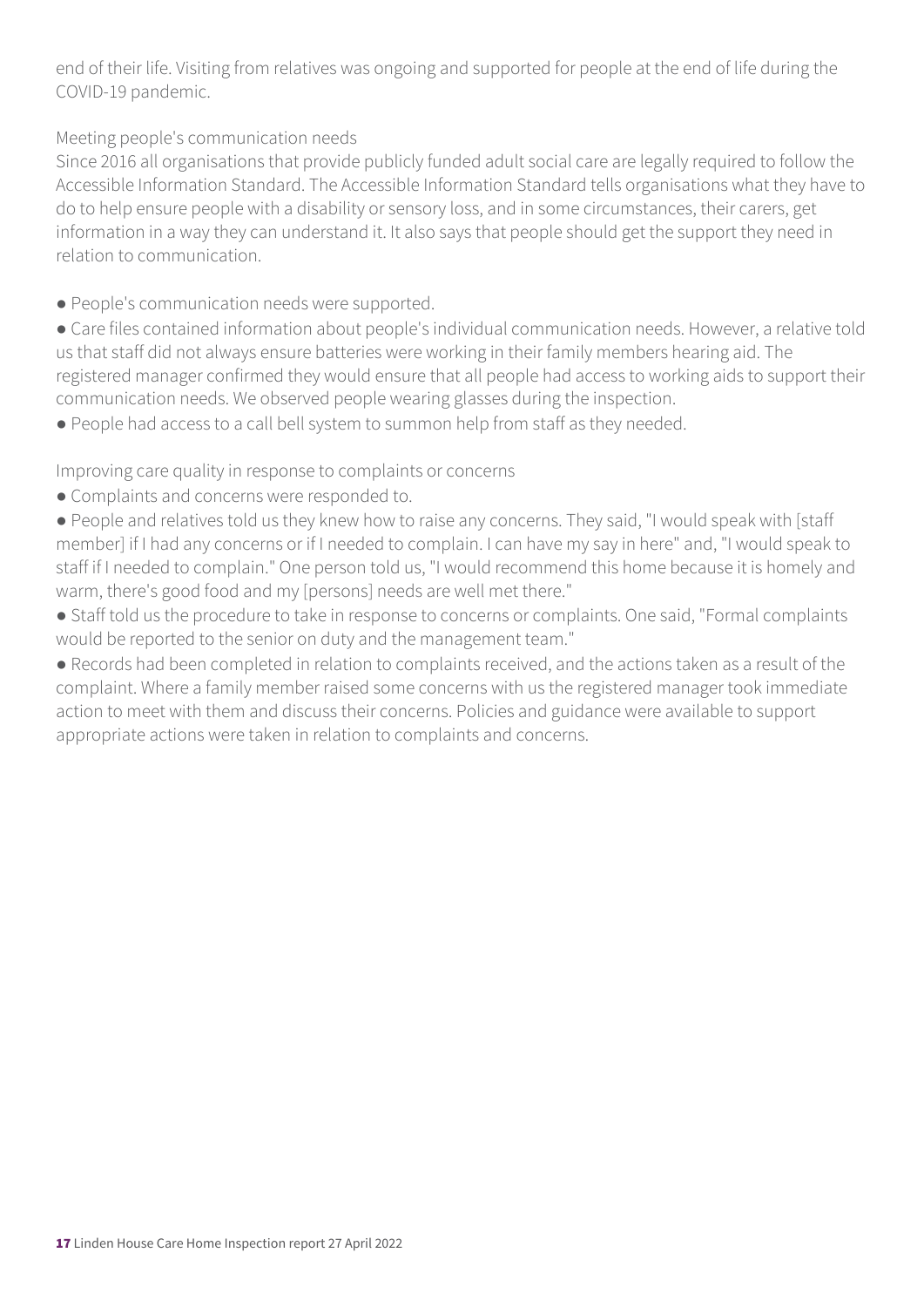end of their life. Visiting from relatives was ongoing and supported for people at the end of life during the COVID-19 pandemic.

Meeting people's communication needs

Since 2016 all organisations that provide publicly funded adult social care are legally required to follow the Accessible Information Standard. The Accessible Information Standard tells organisations what they have to do to help ensure people with a disability or sensory loss, and in some circumstances, their carers, get information in a way they can understand it. It also says that people should get the support they need in relation to communication.

- People's communication needs were supported.
- Care files contained information about people's individual communication needs. However, a relative told us that staff did not always ensure batteries were working in their family members hearing aid. The registered manager confirmed they would ensure that all people had access to working aids to support their communication needs. We observed people wearing glasses during the inspection.
- People had access to a call bell system to summon help from staff as they needed.

Improving care quality in response to complaints or concerns

- Complaints and concerns were responded to.
- People and relatives told us they knew how to raise any concerns. They said, "I would speak with [staff member] if I had any concerns or if I needed to complain. I can have my say in here" and, "I would speak to staff if I needed to complain." One person told us, "I would recommend this home because it is homely and warm, there's good food and my [persons] needs are well met there."
- Staff told us the procedure to take in response to concerns or complaints. One said, "Formal complaints would be reported to the senior on duty and the management team."
- Records had been completed in relation to complaints received, and the actions taken as a result of the complaint. Where a family member raised some concerns with us the registered manager took immediate action to meet with them and discuss their concerns. Policies and guidance were available to support appropriate actions were taken in relation to complaints and concerns.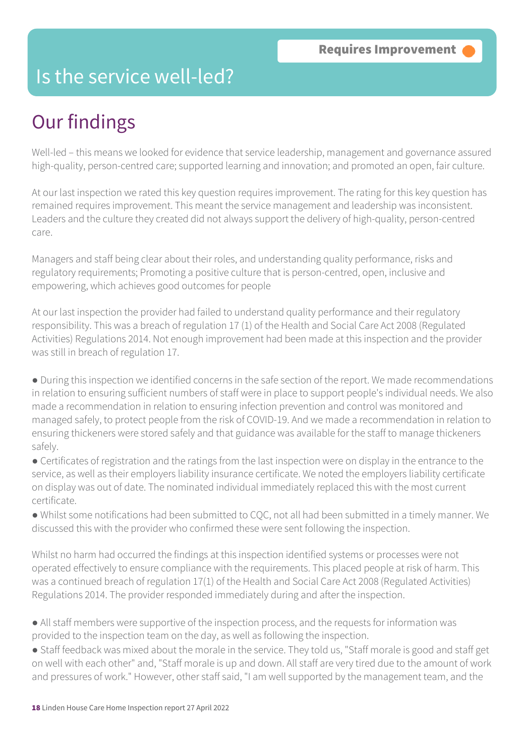# Is the service well-led?

**Requires Improvement**

## Our findings

Well-led – this means we looked for evidence that service leadership, management and governance assured high-quality, person-centred care; supported learning and innovation; and promoted an open, fair culture.

At our last inspection we rated this key question requires improvement. The rating for this key question has remained requires improvement. This meant the service management and leadership was inconsistent. Leaders and the culture they created did not always support the delivery of high-quality, person-centred care.

Managers and staff being clear about their roles, and understanding quality performance, risks and regulatory requirements; Promoting a positive culture that is person-centred, open, inclusive and empowering, which achieves good outcomes for people

At our last inspection the provider had failed to understand quality performance and their regulatory responsibility. This was a breach of regulation 17 (1) of the Health and Social Care Act 2008 (Regulated Activities) Regulations 2014. Not enough improvement had been made at this inspection and the provider was still in breach of regulation 17.

- During this inspection we identified concerns in the safe section of the report. We made recommendations in relation to ensuring sufficient numbers of staff were in place to support people's individual needs. We also made a recommendation in relation to ensuring infection prevention and control was monitored and managed safely, to protect people from the risk of COVID-19. And we made a recommendation in relation to ensuring thickeners were stored safely and that guidance was available for the staff to manage thickeners safely.
- Certificates of registration and the ratings from the last inspection were on display in the entrance to the service, as well as their employers liability insurance certificate. We noted the employers liability certificate on display was out of date. The nominated individual immediately replaced this with the most current certificate.
- Whilst some notifications had been submitted to CQC, not all had been submitted in a timely manner. We discussed this with the provider who confirmed these were sent following the inspection.

Whilst no harm had occurred the findings at this inspection identified systems or processes were not operated effectively to ensure compliance with the requirements. This placed people at risk of harm. This was a continued breach of regulation 17(1) of the Health and Social Care Act 2008 (Regulated Activities) Regulations 2014. The provider responded immediately during and after the inspection.

- All staff members were supportive of the inspection process, and the requests for information was provided to the inspection team on the day, as well as following the inspection.
- Staff feedback was mixed about the morale in the service. They told us, "Staff morale is good and staff get on well with each other" and, "Staff morale is up and down. All staff are very tired due to the amount of work and pressures of work." However, other staff said, "I am well supported by the management team, and the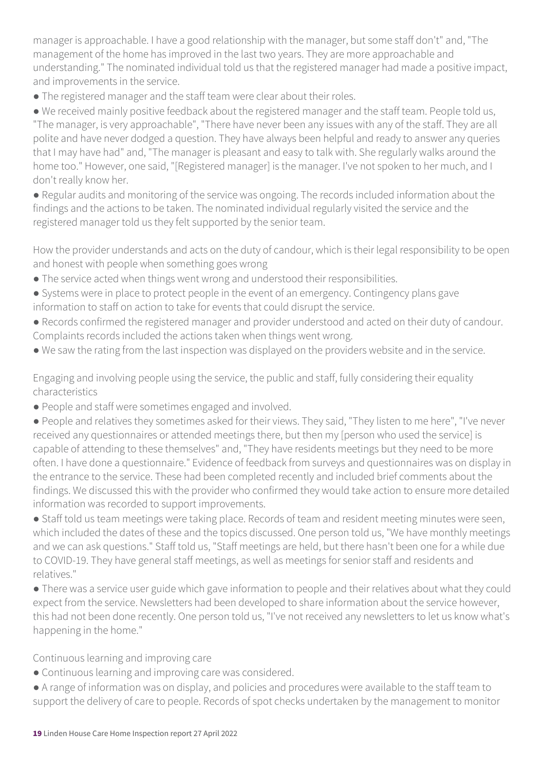manager is approachable. I have a good relationship with the manager, but some staff don't" and, "The management of the home has improved in the last two years. They are more approachable and understanding." The nominated individual told us that the registered manager had made a positive impact, and improvements in the service.

- The registered manager and the staff team were clear about their roles.
- We received mainly positive feedback about the registered manager and the staff team. People told us, "The manager, is very approachable", "There have never been any issues with any of the staff. They are all polite and have never dodged a question. They have always been helpful and ready to answer any queries that I may have had" and, "The manager is pleasant and easy to talk with. She regularly walks around the home too." However, one said, "[Registered manager] is the manager. I've not spoken to her much, and I don't really know her.
- Regular audits and monitoring of the service was ongoing. The records included information about the findings and the actions to be taken. The nominated individual regularly visited the service and the registered manager told us they felt supported by the senior team.

How the provider understands and acts on the duty of candour, which is their legal responsibility to be open and honest with people when something goes wrong

- The service acted when things went wrong and understood their responsibilities.
- Systems were in place to protect people in the event of an emergency. Contingency plans gave information to staff on action to take for events that could disrupt the service.
- Records confirmed the registered manager and provider understood and acted on their duty of candour. Complaints records included the actions taken when things went wrong.
- We saw the rating from the last inspection was displayed on the providers website and in the service.

Engaging and involving people using the service, the public and staff, fully considering their equality characteristics

- People and staff were sometimes engaged and involved.
- People and relatives they sometimes asked for their views. They said, "They listen to me here", "I've never received any questionnaires or attended meetings there, but then my [person who used the service] is capable of attending to these themselves" and, "They have residents meetings but they need to be more often. I have done a questionnaire." Evidence of feedback from surveys and questionnaires was on display in the entrance to the service. These had been completed recently and included brief comments about the findings. We discussed this with the provider who confirmed they would take action to ensure more detailed information was recorded to support improvements.
- Staff told us team meetings were taking place. Records of team and resident meeting minutes were seen, which included the dates of these and the topics discussed. One person told us, "We have monthly meetings and we can ask questions." Staff told us, "Staff meetings are held, but there hasn't been one for a while due to COVID-19. They have general staff meetings, as well as meetings for senior staff and residents and relatives."
- There was a service user guide which gave information to people and their relatives about what they could expect from the service. Newsletters had been developed to share information about the service however, this had not been done recently. One person told us, "I've not received any newsletters to let us know what's happening in the home."

Continuous learning and improving care

- Continuous learning and improving care was considered.
- A range of information was on display, and policies and procedures were available to the staff team to support the delivery of care to people. Records of spot checks undertaken by the management to monitor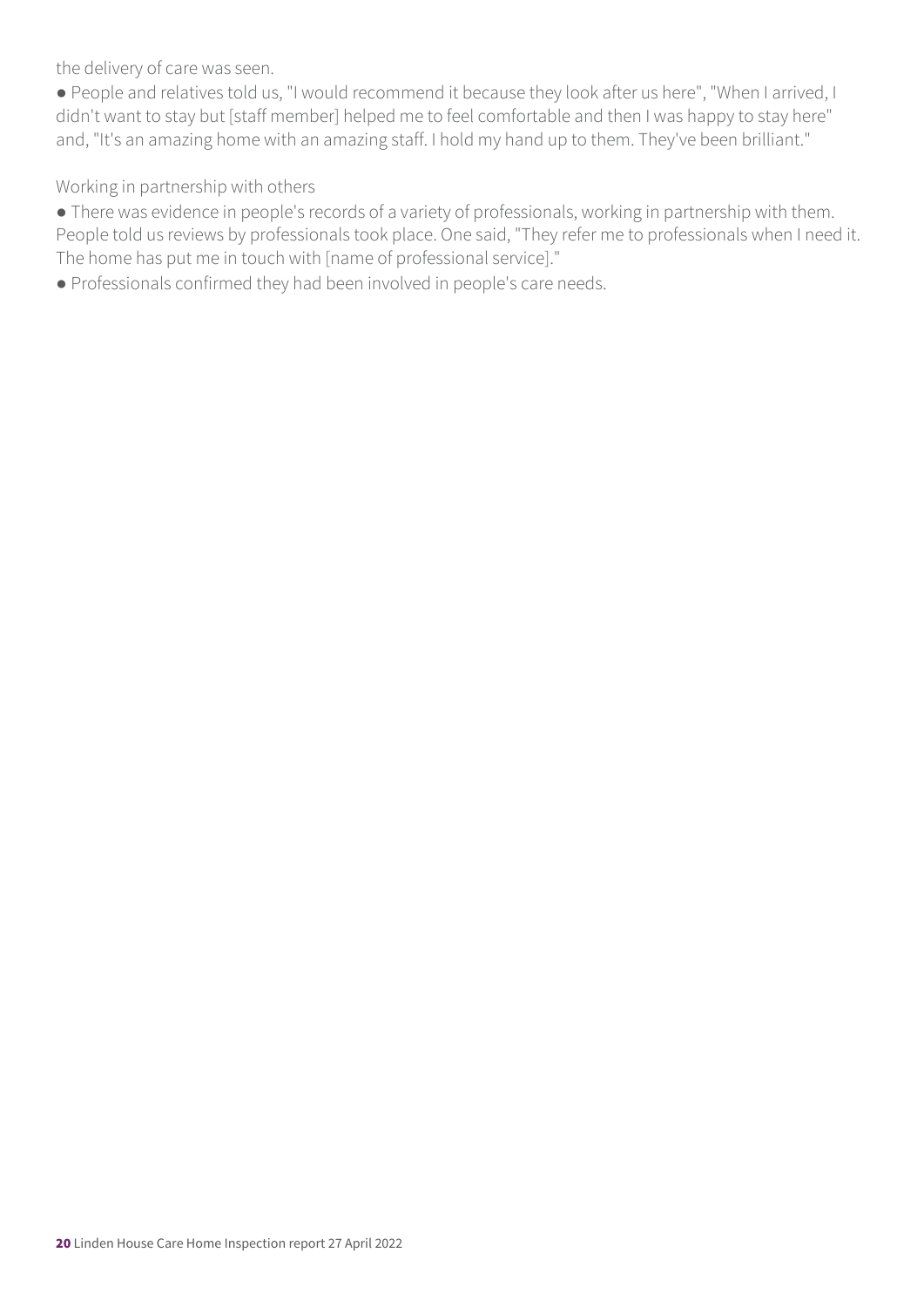the delivery of care was seen.

● People and relatives told us, "I would recommend it because they look after us here", "When I arrived, I didn't want to stay but [staff member] helped me to feel comfortable and then I was happy to stay here" and, "It's an amazing home with an amazing staff. I hold my hand up to them. They've been brilliant."

Working in partnership with others

● There was evidence in people's records of a variety of professionals, working in partnership with them. People told us reviews by professionals took place. One said, "They refer me to professionals when I need it. The home has put me in touch with [name of professional service]."

● Professionals confirmed they had been involved in people's care needs.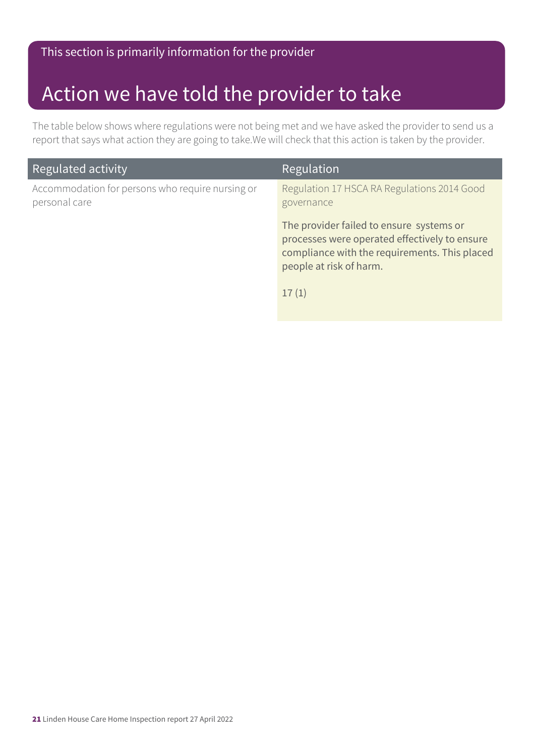This section is primarily information for the provider

# Action we have told the provider to take

The table below shows where regulations were not being met and we have asked the provider to send us a report that says what action they are going to take.We will check that this action is taken by the provider.

| Regulated activity | Regulation |
|---|---|
| Accommodation for persons who require nursing or personal care | Regulation 17 HSCA RA Regulations 2014 Good governance<br><br>The provider failed to ensure systems or processes were operated effectively to ensure compliance with the requirements. This placed people at risk of harm.<br><br>17 (1) |